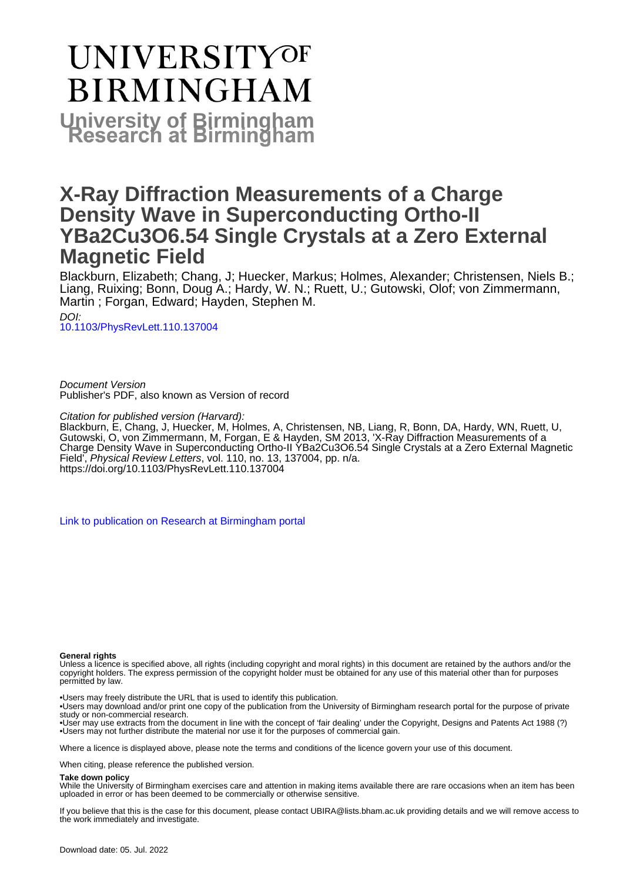# University of Birmingham Research at Birmingham

# X-Ray Diffraction Measurements of a Charge Density Wave in Superconducting Ortho-II YBa2Cu3O6.54 Single Crystals at a Zero External Magnetic Field

Blackburn, Elizabeth; Chang, J; Huecker, Markus; Holmes, Alexander; Christensen, Niels B.; Liang, Ruixing; Bonn, Doug A.; Hardy, W. N.; Ruett, U.; Gutowski, Olof; von Zimmermann, Martin ; Forgan, Edward; Hayden, Stephen M.

*DOI:*
[10.1103/PhysRevLett.110.137004](https://doi.org/10.1103/PhysRevLett.110.137004)

*Document Version*
Publisher's PDF, also known as Version of record

*Citation for published version (Harvard):*
Blackburn, E, Chang, J, Huecker, M, Holmes, A, Christensen, NB, Liang, R, Bonn, DA, Hardy, WN, Ruett, U, Gutowski, O, von Zimmermann, M, Forgan, E & Hayden, SM 2013, 'X-Ray Diffraction Measurements of a Charge Density Wave in Superconducting Ortho-II YBa2Cu3O6.54 Single Crystals at a Zero External Magnetic Field', *Physical Review Letters*, vol. 110, no. 13, 137004, pp. n/a.
https://doi.org/10.1103/PhysRevLett.110.137004

[Link to publication on Research at Birmingham portal](#)

**General rights**

Unless a licence is specified above, all rights (including copyright and moral rights) in this document are retained by the authors and/or the copyright holders. The express permission of the copyright holder must be obtained for any use of this material other than for purposes permitted by law.

•Users may freely distribute the URL that is used to identify this publication.
•Users may download and/or print one copy of the publication from the University of Birmingham research portal for the purpose of private study or non-commercial research.
•User may use extracts from the document in line with the concept of 'fair dealing' under the Copyright, Designs and Patents Act 1988 (?)
•Users may not further distribute the material nor use it for the purposes of commercial gain.

Where a licence is displayed above, please note the terms and conditions of the licence govern your use of this document.

When citing, please reference the published version.

**Take down policy**

While the University of Birmingham exercises care and attention in making items available there are rare occasions when an item has been uploaded in error or has been deemed to be commercially or otherwise sensitive.

If you believe that this is the case for this document, please contact UBIRA@lists.bham.ac.uk providing details and we will remove access to the work immediately and investigate.

Download date: 05. Jul. 2022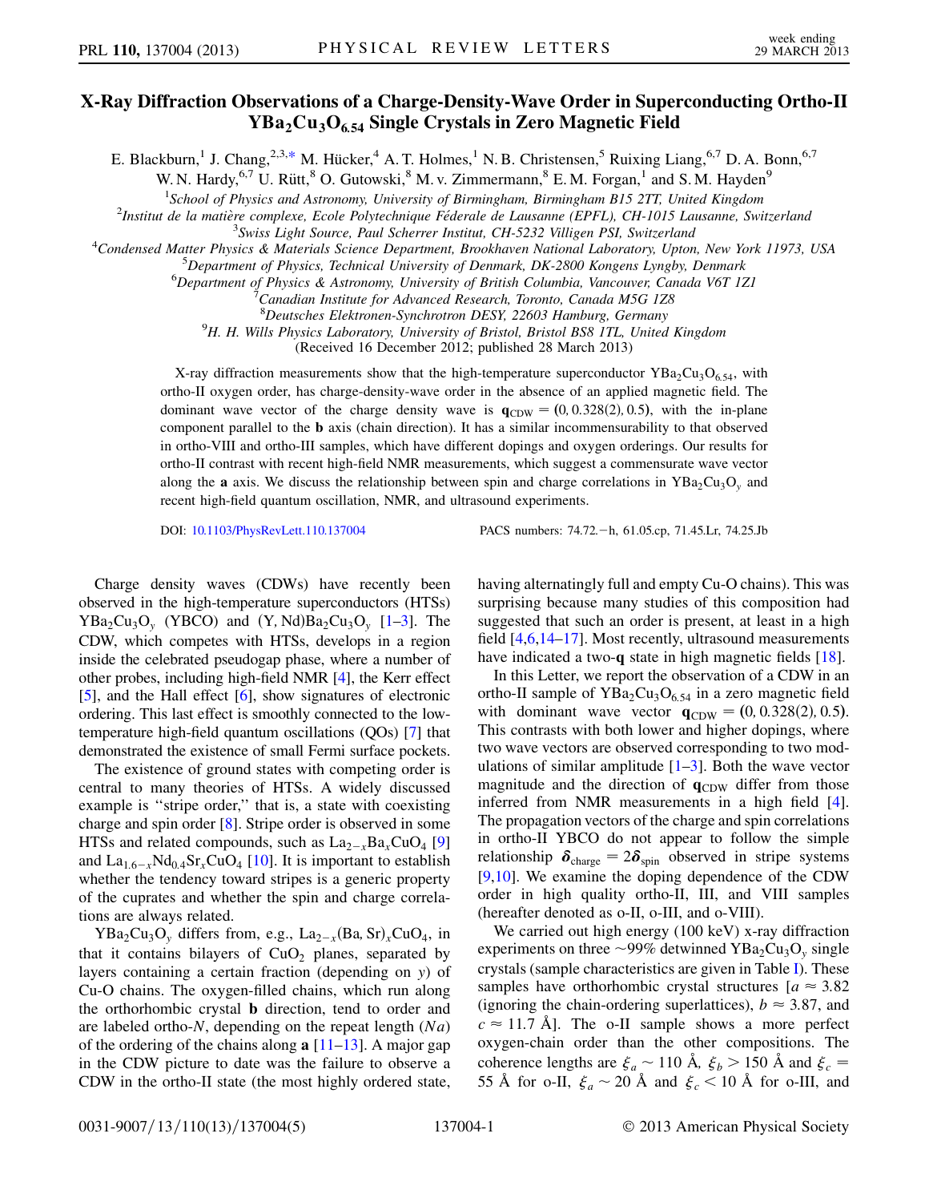# X-Ray Diffraction Observations of a Charge-Density-Wave Order in Superconducting Ortho-II $YBa_2Cu_3O_{6.54}$ Single Crystals in Zero Magnetic Field

E. Blackburn,[1] J. Chang,[2,3,*] M. Hücker,[4] A. T. Holmes,[1] N. B. Christensen,[5] Ruixing Liang,[6,7] D. A. Bonn,[6,7] W. N. Hardy,[6,7] U. Rütt,[8] O. Gutowski,[8] M. v. Zimmermann,[8] E. M. Forgan,[1] and S. M. Hayden[9]

[1]School of Physics and Astronomy, University of Birmingham, Birmingham B15 2TT, United Kingdom
[2]Institut de la matière complexe, Ecole Polytechnique Féderale de Lausanne (EPFL), CH-1015 Lausanne, Switzerland
[3]Swiss Light Source, Paul Scherrer Institut, CH-5232 Villigen PSI, Switzerland
[4]Condensed Matter Physics & Materials Science Department, Brookhaven National Laboratory, Upton, New York 11973, USA
[5]Department of Physics, Technical University of Denmark, DK-2800 Kongens Lyngby, Denmark
[6]Department of Physics & Astronomy, University of British Columbia, Vancouver, Canada V6T 1Z1
[7]Canadian Institute for Advanced Research, Toronto, Canada M5G 1Z8
[8]Deutsches Elektronen-Synchrotron DESY, 22603 Hamburg, Germany
[9]H. H. Wills Physics Laboratory, University of Bristol, Bristol BS8 1TL, United Kingdom

(Received 16 December 2012; published 28 March 2013)

X-ray diffraction measurements show that the high-temperature superconductor $YBa_2Cu_3O_{6.54}$, with ortho-II oxygen order, has charge-density-wave order in the absence of an applied magnetic field. The dominant wave vector of the charge density wave is $\mathbf{q}_{CDW} = (0, 0.328(2), 0.5)$, with the in-plane component parallel to the **b** axis (chain direction). It has a similar incommensurability to that observed in ortho-VIII and ortho-III samples, which have different dopings and oxygen orderings. Our results for ortho-II contrast with recent high-field NMR measurements, which suggest a commensurate wave vector along the **a** axis. We discuss the relationship between spin and charge correlations in $YBa_2Cu_3O_y$ and recent high-field quantum oscillation, NMR, and ultrasound experiments.

DOI: 10.1103/PhysRevLett.110.137004 PACS numbers: 74.72.−h, 61.05.cp, 71.45.Lr, 74.25.Jb

Charge density waves (CDWs) have recently been observed in the high-temperature superconductors (HTSs) $YBa_2Cu_3O_y$ (YBCO) and $(Y, Nd)Ba_2Cu_3O_y$ [1–3]. The CDW, which competes with HTSs, develops in a region inside the celebrated pseudogap phase, where a number of other probes, including high-field NMR [4], the Kerr effect [5], and the Hall effect [6], show signatures of electronic ordering. This last effect is smoothly connected to the low-temperature high-field quantum oscillations (QOs) [7] that demonstrated the existence of small Fermi surface pockets.

The existence of ground states with competing order is central to many theories of HTSs. A widely discussed example is "stripe order," that is, a state with coexisting charge and spin order [8]. Stripe order is observed in some HTSs and related compounds, such as $La_{2-x}Ba_xCuO_4$ [9] and $La_{1.6-x}Nd_{0.4}Sr_xCuO_4$ [10]. It is important to establish whether the tendency toward stripes is a generic property of the cuprates and whether the spin and charge correlations are always related.

$YBa_2Cu_3O_y$ differs from, e.g., $La_{2-x}(Ba, Sr)_xCuO_4$, in that it contains bilayers of $CuO_2$ planes, separated by layers containing a certain fraction (depending on $y$) of Cu-O chains. The oxygen-filled chains, which run along the orthorhombic crystal **b** direction, tend to order and are labeled ortho-$N$, depending on the repeat length ($Na$) of the ordering of the chains along **a** [11–13]. A major gap in the CDW picture to date was the failure to observe a CDW in the ortho-II state (the most highly ordered state, having alternatingly full and empty Cu-O chains). This was surprising because many studies of this composition had suggested that such an order is present, at least in a high field [4,6,14–17]. Most recently, ultrasound measurements have indicated a two-**q** state in high magnetic fields [18].

In this Letter, we report the observation of a CDW in an ortho-II sample of $YBa_2Cu_3O_{6.54}$ in a zero magnetic field with dominant wave vector $\mathbf{q}_{CDW} = (0, 0.328(2), 0.5)$. This contrasts with both lower and higher dopings, where two wave vectors are observed corresponding to two modulations of similar amplitude [1–3]. Both the wave vector magnitude and the direction of $\mathbf{q}_{CDW}$ differ from those inferred from NMR measurements in a high field [4]. The propagation vectors of the charge and spin correlations in ortho-II YBCO do not appear to follow the simple relationship $\boldsymbol{\delta}_{charge} = 2\boldsymbol{\delta}_{spin}$ observed in stripe systems [9,10]. We examine the doping dependence of the CDW order in high quality ortho-II, III, and VIII samples (hereafter denoted as o-II, o-III, and o-VIII).

We carried out high energy (100 keV) x-ray diffraction experiments on three ~99% detwinned $YBa_2Cu_3O_y$ single crystals (sample characteristics are given in Table I). These samples have orthorhombic crystal structures [$a \approx 3.82$ (ignoring the chain-ordering superlattices), $b \approx 3.87$, and $c \approx 11.7$ Å]. The o-II sample shows a more perfect oxygen-chain order than the other compositions. The coherence lengths are $\xi_a \sim 110$ Å, $\xi_b > 150$ Å and $\xi_c = 55$ Å for o-II, $\xi_a \sim 20$ Å and $\xi_c < 10$ Å for o-III, and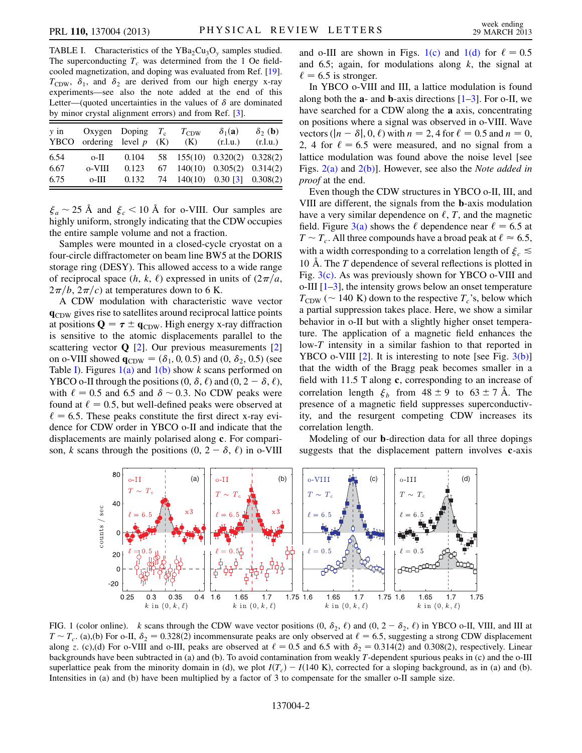TABLE I. Characteristics of the $YBa_2Cu_3O_y$ samples studied. The superconducting $T_c$ was determined from the 1 Oe field-cooled magnetization, and doping was evaluated from Ref. [19]. $T_{CDW}$, $\delta_1$, and $\delta_2$ are derived from our high energy x-ray experiments—see also the note added at the end of this Letter—(quoted uncertainties in the values of $\delta$ are dominated by minor crystal alignment errors) and from Ref. [3].

| $y$ in YBCO | Oxygen ordering | Doping level $p$ | $T_c$ (K) | $T_{CDW}$ (K) | $\delta_1$(**a**) (r.l.u.) | $\delta_2$ (**b**) (r.l.u.) |
|---|---|---|---|---|---|---|
| 6.54 | o-II | 0.104 | 58 | 155(10) | 0.320(2) | 0.328(2) |
| 6.67 | o-VIII | 0.123 | 67 | 140(10) | 0.305(2) | 0.314(2) |
| 6.75 | o-III | 0.132 | 74 | 140(10) | 0.30 [3] | 0.308(2) |

$\xi_a \sim 25$ Å and $\xi_c < 10$ Å for o-VIII. Our samples are highly uniform, strongly indicating that the CDW occupies the entire sample volume and not a fraction.

Samples were mounted in a closed-cycle cryostat on a four-circle diffractometer on beam line BW5 at the DORIS storage ring (DESY). This allowed access to a wide range of reciprocal space $(h, k, \ell)$ expressed in units of $(2\pi/a, 2\pi/b, 2\pi/c)$ at temperatures down to 6 K.

A CDW modulation with characteristic wave vector $\mathbf{q}_{CDW}$ gives rise to satellites around reciprocal lattice points at positions $\mathbf{Q} = \boldsymbol{\tau} \pm \mathbf{q}_{CDW}$. High energy x-ray diffraction is sensitive to the atomic displacements parallel to the scattering vector $\mathbf{Q}$ [2]. Our previous measurements [2] on o-VIII showed $\mathbf{q}_{CDW} = (\delta_1, 0, 0.5)$ and $(0, \delta_2, 0.5)$ (see Table I). Figures 1(a) and 1(b) show $k$ scans performed on YBCO o-II through the positions $(0, \delta, \ell)$ and $(0, 2 - \delta, \ell)$, with $\ell = 0.5$ and 6.5 and $\delta \sim 0.3$. No CDW peaks were found at $\ell = 0.5$, but well-defined peaks were observed at $\ell = 6.5$. These peaks constitute the first direct x-ray evidence for CDW order in YBCO o-II and indicate that the displacements are mainly polarised along **c**. For comparison, $k$ scans through the positions $(0, 2 - \delta, \ell)$ in o-VIII and o-III are shown in Figs. 1(c) and 1(d) for $\ell = 0.5$ and 6.5; again, for modulations along $k$, the signal at $\ell = 6.5$ is stronger.

In YBCO o-VIII and III, a lattice modulation is found along both the **a**- and **b**-axis directions [1–3]. For o-II, we have searched for a CDW along the **a** axis, concentrating on positions where a signal was observed in o-VIII. Wave vectors $(|n - \delta|, 0, \ell)$ with $n = 2, 4$ for $\ell = 0.5$ and $n = 0$, 2, 4 for $\ell = 6.5$ were measured, and no signal from a lattice modulation was found above the noise level [see Figs. 2(a) and 2(b)]. However, see also the *Note added in proof* at the end.

Even though the CDW structures in YBCO o-II, III, and VIII are different, the signals from the **b**-axis modulation have a very similar dependence on $\ell$, $T$, and the magnetic field. Figure 3(a) shows the $\ell$ dependence near $\ell = 6.5$ at $T \sim T_c$. All three compounds have a broad peak at $\ell \approx 6.5$, with a width corresponding to a correlation length of $\xi_c \lesssim 10$ Å. The $T$ dependence of several reflections is plotted in Fig. 3(c). As was previously shown for YBCO o-VIII and o-III [1–3], the intensity grows below an onset temperature $T_{CDW}$ ($\sim 140$ K) down to the respective $T_c$'s, below which a partial suppression takes place. Here, we show a similar behavior in o-II but with a slightly higher onset temperature. The application of a magnetic field enhances the low-$T$ intensity in a similar fashion to that reported in YBCO o-VIII [2]. It is interesting to note [see Fig. 3(b)] that the width of the Bragg peak becomes smaller in a field with 11.5 T along **c**, corresponding to an increase of correlation length $\xi_b$ from $48 \pm 9$ to $63 \pm 7$ Å. The presence of a magnetic field suppresses superconductivity, and the resurgent competing CDW increases its correlation length.

Modeling of our **b**-direction data for all three dopings suggests that the displacement pattern involves **c**-axis

FIG. 1 (color online). $k$ scans through the CDW wave vector positions $(0, \delta_2, \ell)$ and $(0, 2 - \delta_2, \ell)$ in YBCO o-II, VIII, and III at $T \sim T_c$. (a),(b) For o-II, $\delta_2 = 0.328(2)$ incommensurate peaks are only observed at $\ell = 6.5$, suggesting a strong CDW displacement along $z$. (c),(d) For o-VIII and o-III, peaks are observed at $\ell = 0.5$ and 6.5 with $\delta_2 = 0.314(2)$ and 0.308(2), respectively. Linear backgrounds have been subtracted in (a) and (b). To avoid contamination from weakly $T$-dependent spurious peaks in (c) and the o-III superlattice peak from the minority domain in (d), we plot $I(T_c) - I(140\ \text{K})$, corrected for a sloping background, as in (a) and (b). Intensities in (a) and (b) have been multiplied by a factor of 3 to compensate for the smaller o-II sample size.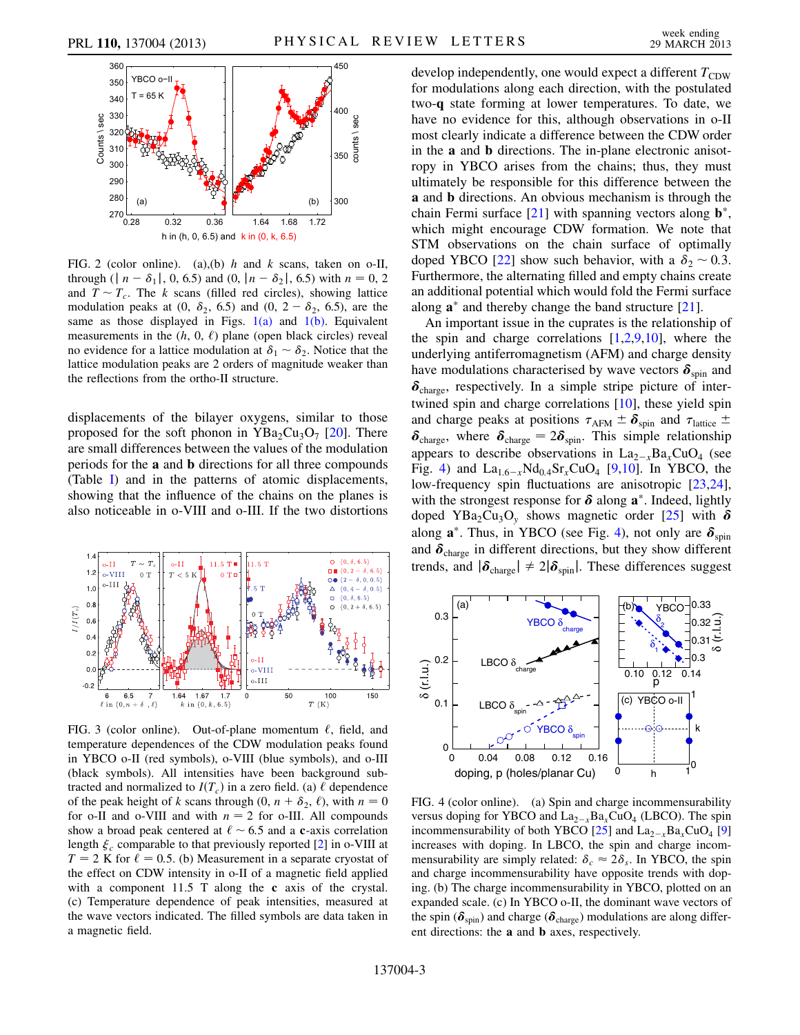FIG. 2 (color online). (a),(b) $h$ and $k$ scans, taken on o-II, through $(|n - \delta_1|, 0, 6.5)$ and $(0, |n - \delta_2|, 6.5)$ with $n = 0$, 2 and $T \sim T_c$. The $k$ scans (filled red circles), showing lattice modulation peaks at $(0, \delta_2, 6.5)$ and $(0, 2 - \delta_2, 6.5)$, are the same as those displayed in Figs. 1(a) and 1(b). Equivalent measurements in the $(h, 0, \ell)$ plane (open black circles) reveal no evidence for a lattice modulation at $\delta_1 \sim \delta_2$. Notice that the lattice modulation peaks are 2 orders of magnitude weaker than the reflections from the ortho-II structure.

displacements of the bilayer oxygens, similar to those proposed for the soft phonon in $YBa_2Cu_3O_7$ [20]. There are small differences between the values of the modulation periods for the **a** and **b** directions for all three compounds (Table I) and in the patterns of atomic displacements, showing that the influence of the chains on the planes is also noticeable in o-VIII and o-III. If the two distortions

FIG. 3 (color online). Out-of-plane momentum $\ell$, field, and temperature dependences of the CDW modulation peaks found in YBCO o-II (red symbols), o-VIII (blue symbols), and o-III (black symbols). All intensities have been background subtracted and normalized to $I(T_c)$ in a zero field. (a) $\ell$ dependence of the peak height of $k$ scans through $(0, n + \delta_2, \ell)$, with $n = 0$ for o-II and o-VIII and with $n = 2$ for o-III. All compounds show a broad peak centered at $\ell \sim 6.5$ and a **c**-axis correlation length $\xi_c$ comparable to that previously reported [2] in o-VIII at $T = 2$ K for $\ell = 0.5$. (b) Measurement in a separate cryostat of the effect on CDW intensity in o-II of a magnetic field applied with a component 11.5 T along the **c** axis of the crystal. (c) Temperature dependence of peak intensities, measured at the wave vectors indicated. The filled symbols are data taken in a magnetic field.

develop independently, one would expect a different $T_{CDW}$ for modulations along each direction, with the postulated two-**q** state forming at lower temperatures. To date, we have no evidence for this, although observations in o-II most clearly indicate a difference between the CDW order in the **a** and **b** directions. The in-plane electronic anisotropy in YBCO arises from the chains; thus, they must ultimately be responsible for this difference between the **a** and **b** directions. An obvious mechanism is through the chain Fermi surface [21] with spanning vectors along $\mathbf{b}^*$, which might encourage CDW formation. We note that STM observations on the chain surface of optimally doped YBCO [22] show such behavior, with a $\delta_2 \sim 0.3$. Furthermore, the alternating filled and empty chains create an additional potential which would fold the Fermi surface along $\mathbf{a}^*$ and thereby change the band structure [21].

An important issue in the cuprates is the relationship of the spin and charge correlations [1,2,9,10], where the underlying antiferromagnetism (AFM) and charge density have modulations characterised by wave vectors $\boldsymbol{\delta}_{spin}$ and $\boldsymbol{\delta}_{charge}$, respectively. In a simple stripe picture of intertwined spin and charge correlations [10], these yield spin and charge peaks at positions $\tau_{AFM} \pm \boldsymbol{\delta}_{spin}$ and $\tau_{lattice} \pm \boldsymbol{\delta}_{charge}$, where $\boldsymbol{\delta}_{charge} = 2\boldsymbol{\delta}_{spin}$. This simple relationship appears to describe observations in $La_{2-x}Ba_xCuO_4$ (see Fig. 4) and $La_{1.6-x}Nd_{0.4}Sr_xCuO_4$ [9,10]. In YBCO, the low-frequency spin fluctuations are anisotropic [23,24], with the strongest response for $\boldsymbol{\delta}$ along $\mathbf{a}^*$. Indeed, lightly doped $YBa_2Cu_3O_y$ shows magnetic order [25] with $\boldsymbol{\delta}$ along $\mathbf{a}^*$. Thus, in YBCO (see Fig. 4), not only are $\boldsymbol{\delta}_{spin}$ and $\boldsymbol{\delta}_{charge}$ in different directions, but they show different trends, and $|\boldsymbol{\delta}_{charge}| \neq 2|\boldsymbol{\delta}_{spin}|$. These differences suggest

FIG. 4 (color online). (a) Spin and charge incommensurability versus doping for YBCO and $La_{2-x}Ba_xCuO_4$ (LBCO). The spin incommensurability of both YBCO [25] and $La_{2-x}Ba_xCuO_4$ [9] increases with doping. In LBCO, the spin and charge incommensurability are simply related: $\delta_c \approx 2\delta_s$. In YBCO, the spin and charge incommensurability have opposite trends with doping. (b) The charge incommensurability in YBCO, plotted on an expanded scale. (c) In YBCO o-II, the dominant wave vectors of the spin ($\boldsymbol{\delta}_{spin}$) and charge ($\boldsymbol{\delta}_{charge}$) modulations are along different directions: the **a** and **b** axes, respectively.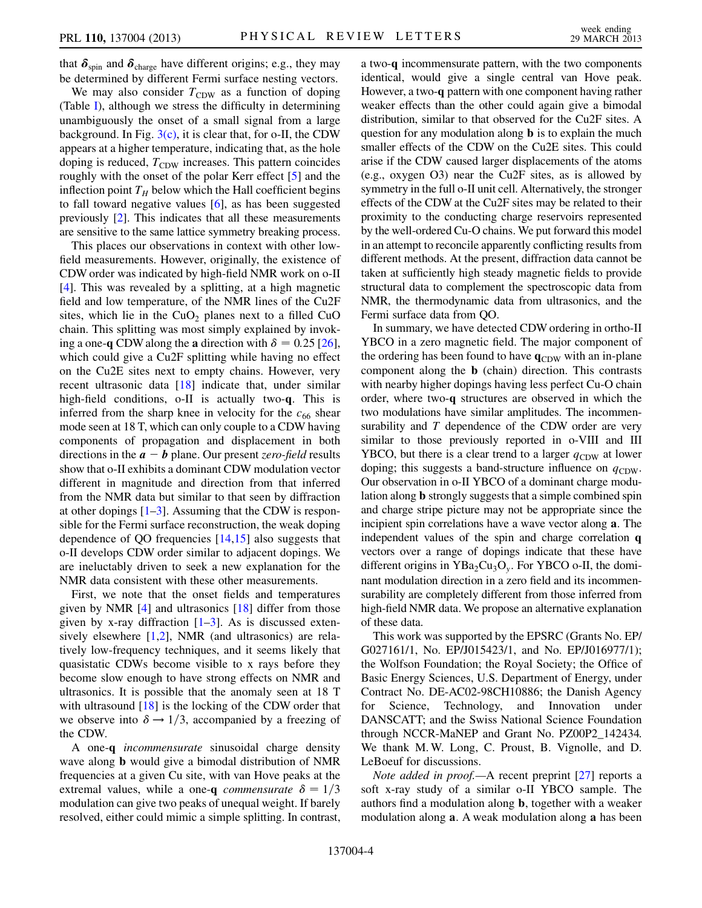that $\boldsymbol{\delta}_{\text{spin}}$ and $\boldsymbol{\delta}_{\text{charge}}$ have different origins; e.g., they may be determined by different Fermi surface nesting vectors.

We may also consider $T_{\text{CDW}}$ as a function of doping (Table I), although we stress the difficulty in determining unambiguously the onset of a small signal from a large background. In Fig. 3(c), it is clear that, for o-II, the CDW appears at a higher temperature, indicating that, as the hole doping is reduced, $T_{\text{CDW}}$ increases. This pattern coincides roughly with the onset of the polar Kerr effect [5] and the inflection point $T_H$ below which the Hall coefficient begins to fall toward negative values [6], as has been suggested previously [2]. This indicates that all these measurements are sensitive to the same lattice symmetry breaking process.

This places our observations in context with other low-field measurements. However, originally, the existence of CDW order was indicated by high-field NMR work on o-II [4]. This was revealed by a splitting, at a high magnetic field and low temperature, of the NMR lines of the Cu2F sites, which lie in the $CuO_2$ planes next to a filled CuO chain. This splitting was most simply explained by invoking a one-**q** CDW along the **a** direction with $\delta = 0.25$ [26], which could give a Cu2F splitting while having no effect on the Cu2E sites next to empty chains. However, very recent ultrasonic data [18] indicate that, under similar high-field conditions, o-II is actually two-**q**. This is inferred from the sharp knee in velocity for the $c_{66}$ shear mode seen at 18 T, which can only couple to a CDW having components of propagation and displacement in both directions in the $\boldsymbol{a} - \boldsymbol{b}$ plane. Our present *zero-field* results show that o-II exhibits a dominant CDW modulation vector different in magnitude and direction from that inferred from the NMR data but similar to that seen by diffraction at other dopings [1–3]. Assuming that the CDW is responsible for the Fermi surface reconstruction, the weak doping dependence of QO frequencies [14,15] also suggests that o-II develops CDW order similar to adjacent dopings. We are ineluctably driven to seek a new explanation for the NMR data consistent with these other measurements.

First, we note that the onset fields and temperatures given by NMR [4] and ultrasonics [18] differ from those given by x-ray diffraction [1–3]. As is discussed extensively elsewhere [1,2], NMR (and ultrasonics) are relatively low-frequency techniques, and it seems likely that quasistatic CDWs become visible to x rays before they become slow enough to have strong effects on NMR and ultrasonics. It is possible that the anomaly seen at 18 T with ultrasound [18] is the locking of the CDW order that we observe into $\delta \to 1/3$, accompanied by a freezing of the CDW.

A one-**q** *incommensurate* sinusoidal charge density wave along **b** would give a bimodal distribution of NMR frequencies at a given Cu site, with van Hove peaks at the extremal values, while a one-**q** *commensurate* $\delta = 1/3$ modulation can give two peaks of unequal weight. If barely resolved, either could mimic a simple splitting. In contrast, a two-**q** incommensurate pattern, with the two components identical, would give a single central van Hove peak. However, a two-**q** pattern with one component having rather weaker effects than the other could again give a bimodal distribution, similar to that observed for the Cu2F sites. A question for any modulation along **b** is to explain the much smaller effects of the CDW on the Cu2E sites. This could arise if the CDW caused larger displacements of the atoms (e.g., oxygen O3) near the Cu2F sites, as is allowed by symmetry in the full o-II unit cell. Alternatively, the stronger effects of the CDW at the Cu2F sites may be related to their proximity to the conducting charge reservoirs represented by the well-ordered Cu-O chains. We put forward this model in an attempt to reconcile apparently conflicting results from different methods. At the present, diffraction data cannot be taken at sufficiently high steady magnetic fields to provide structural data to complement the spectroscopic data from NMR, the thermodynamic data from ultrasonics, and the Fermi surface data from QO.

In summary, we have detected CDW ordering in ortho-II YBCO in a zero magnetic field. The major component of the ordering has been found to have $\mathbf{q}_{\text{CDW}}$ with an in-plane component along the **b** (chain) direction. This contrasts with nearby higher dopings having less perfect Cu-O chain order, where two-**q** structures are observed in which the two modulations have similar amplitudes. The incommensurability and $T$ dependence of the CDW order are very similar to those previously reported in o-VIII and III YBCO, but there is a clear trend to a larger $q_{\text{CDW}}$ at lower doping; this suggests a band-structure influence on $q_{\text{CDW}}$. Our observation in o-II YBCO of a dominant charge modulation along **b** strongly suggests that a simple combined spin and charge stripe picture may not be appropriate since the incipient spin correlations have a wave vector along **a**. The independent values of the spin and charge correlation **q** vectors over a range of dopings indicate that these have different origins in $YBa_2Cu_3O_y$. For YBCO o-II, the dominant modulation direction in a zero field and its incommensurability are completely different from those inferred from high-field NMR data. We propose an alternative explanation of these data.

This work was supported by the EPSRC (Grants No. EP/G027161/1, No. EP/J015423/1, and No. EP/J016977/1); the Wolfson Foundation; the Royal Society; the Office of Basic Energy Sciences, U.S. Department of Energy, under Contract No. DE-AC02-98CH10886; the Danish Agency for Science, Technology, and Innovation under DANSCATT; and the Swiss National Science Foundation through NCCR-MaNEP and Grant No. PZ00P2_142434. We thank M. W. Long, C. Proust, B. Vignolle, and D. LeBoeuf for discussions.

*Note added in proof.*—A recent preprint [27] reports a soft x-ray study of a similar o-II YBCO sample. The authors find a modulation along **b**, together with a weaker modulation along **a**. A weak modulation along **a** has been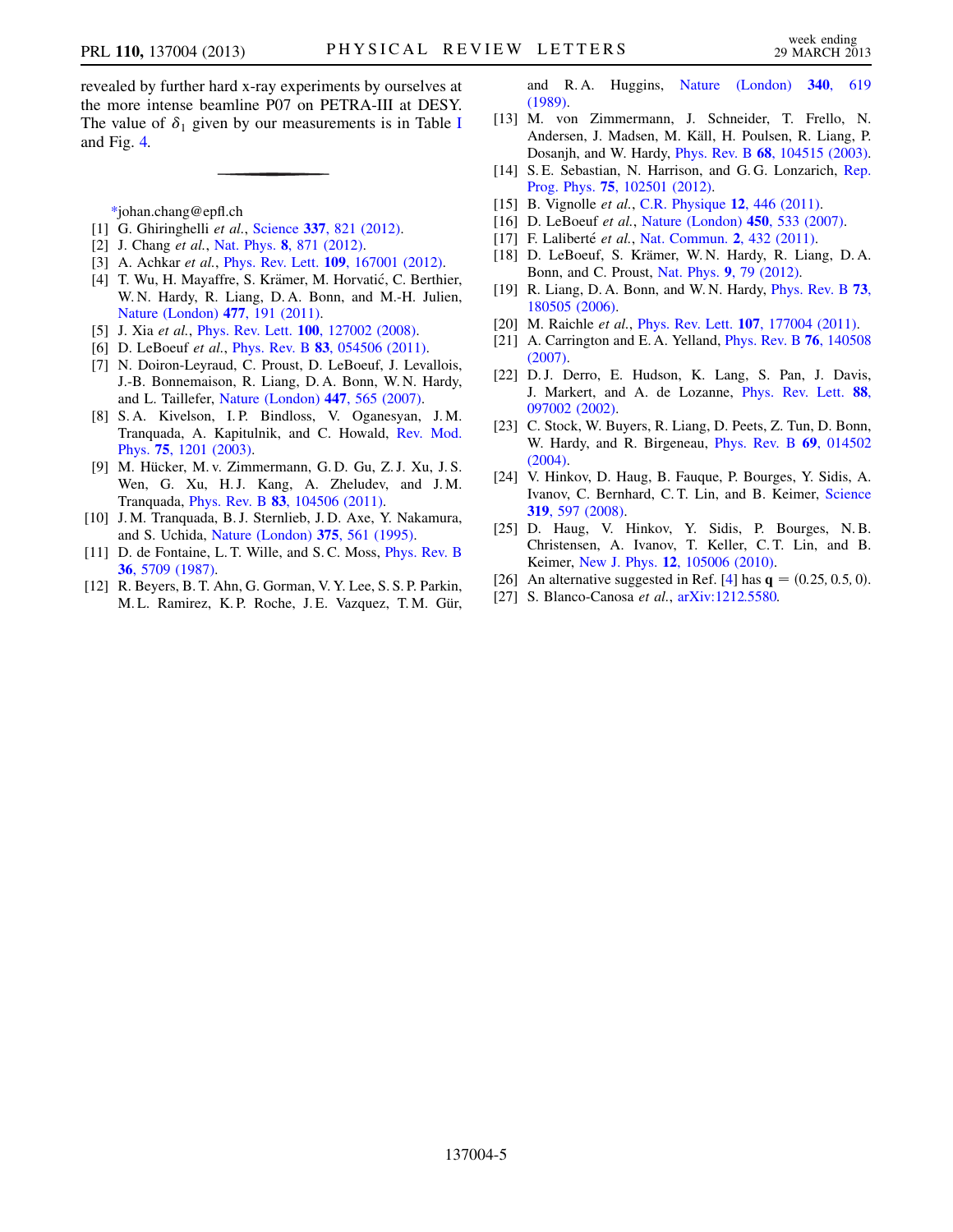revealed by further hard x-ray experiments by ourselves at the more intense beamline P07 on PETRA-III at DESY. The value of $\delta_1$ given by our measurements is in Table I and Fig. 4.

---

*johan.chang@epfl.ch

[1] G. Ghiringhelli *et al.*, Science **337**, 821 (2012).

[2] J. Chang *et al.*, Nat. Phys. **8**, 871 (2012).

[3] A. Achkar *et al.*, Phys. Rev. Lett. **109**, 167001 (2012).

[4] T. Wu, H. Mayaffre, S. Krämer, M. Horvatić, C. Berthier, W. N. Hardy, R. Liang, D. A. Bonn, and M.-H. Julien, Nature (London) **477**, 191 (2011).

[5] J. Xia *et al.*, Phys. Rev. Lett. **100**, 127002 (2008).

[6] D. LeBoeuf *et al.*, Phys. Rev. B **83**, 054506 (2011).

[7] N. Doiron-Leyraud, C. Proust, D. LeBoeuf, J. Levallois, J.-B. Bonnemaison, R. Liang, D. A. Bonn, W. N. Hardy, and L. Taillefer, Nature (London) **447**, 565 (2007).

[8] S. A. Kivelson, I. P. Bindloss, V. Oganesyan, J. M. Tranquada, A. Kapitulnik, and C. Howald, Rev. Mod. Phys. **75**, 1201 (2003).

[9] M. Hücker, M. v. Zimmermann, G. D. Gu, Z. J. Xu, J. S. Wen, G. Xu, H. J. Kang, A. Zheludev, and J. M. Tranquada, Phys. Rev. B **83**, 104506 (2011).

[10] J. M. Tranquada, B. J. Sternlieb, J. D. Axe, Y. Nakamura, and S. Uchida, Nature (London) **375**, 561 (1995).

[11] D. de Fontaine, L. T. Wille, and S. C. Moss, Phys. Rev. B **36**, 5709 (1987).

[12] R. Beyers, B. T. Ahn, G. Gorman, V. Y. Lee, S. S. P. Parkin, M. L. Ramirez, K. P. Roche, J. E. Vazquez, T. M. Gür, and R. A. Huggins, Nature (London) **340**, 619 (1989).

[13] M. von Zimmermann, J. Schneider, T. Frello, N. Andersen, J. Madsen, M. Käll, H. Poulsen, R. Liang, P. Dosanjh, and W. Hardy, Phys. Rev. B **68**, 104515 (2003).

[14] S. E. Sebastian, N. Harrison, and G. G. Lonzarich, Rep. Prog. Phys. **75**, 102501 (2012).

[15] B. Vignolle *et al.*, C.R. Physique **12**, 446 (2011).

[16] D. LeBoeuf *et al.*, Nature (London) **450**, 533 (2007).

[17] F. Laliberté *et al.*, Nat. Commun. **2**, 432 (2011).

[18] D. LeBoeuf, S. Krämer, W. N. Hardy, R. Liang, D. A. Bonn, and C. Proust, Nat. Phys. **9**, 79 (2012).

[19] R. Liang, D. A. Bonn, and W. N. Hardy, Phys. Rev. B **73**, 180505 (2006).

[20] M. Raichle *et al.*, Phys. Rev. Lett. **107**, 177004 (2011).

[21] A. Carrington and E. A. Yelland, Phys. Rev. B **76**, 140508 (2007).

[22] D. J. Derro, E. Hudson, K. Lang, S. Pan, J. Davis, J. Markert, and A. de Lozanne, Phys. Rev. Lett. **88**, 097002 (2002).

[23] C. Stock, W. Buyers, R. Liang, D. Peets, Z. Tun, D. Bonn, W. Hardy, and R. Birgeneau, Phys. Rev. B **69**, 014502 (2004).

[24] V. Hinkov, D. Haug, B. Fauque, P. Bourges, Y. Sidis, A. Ivanov, C. Bernhard, C. T. Lin, and B. Keimer, Science **319**, 597 (2008).

[25] D. Haug, V. Hinkov, Y. Sidis, P. Bourges, N. B. Christensen, A. Ivanov, T. Keller, C. T. Lin, and B. Keimer, New J. Phys. **12**, 105006 (2010).

[26] An alternative suggested in Ref. [4] has $\mathbf{q} = (0.25, 0.5, 0)$.

[27] S. Blanco-Canosa *et al.*, arXiv:1212.5580.